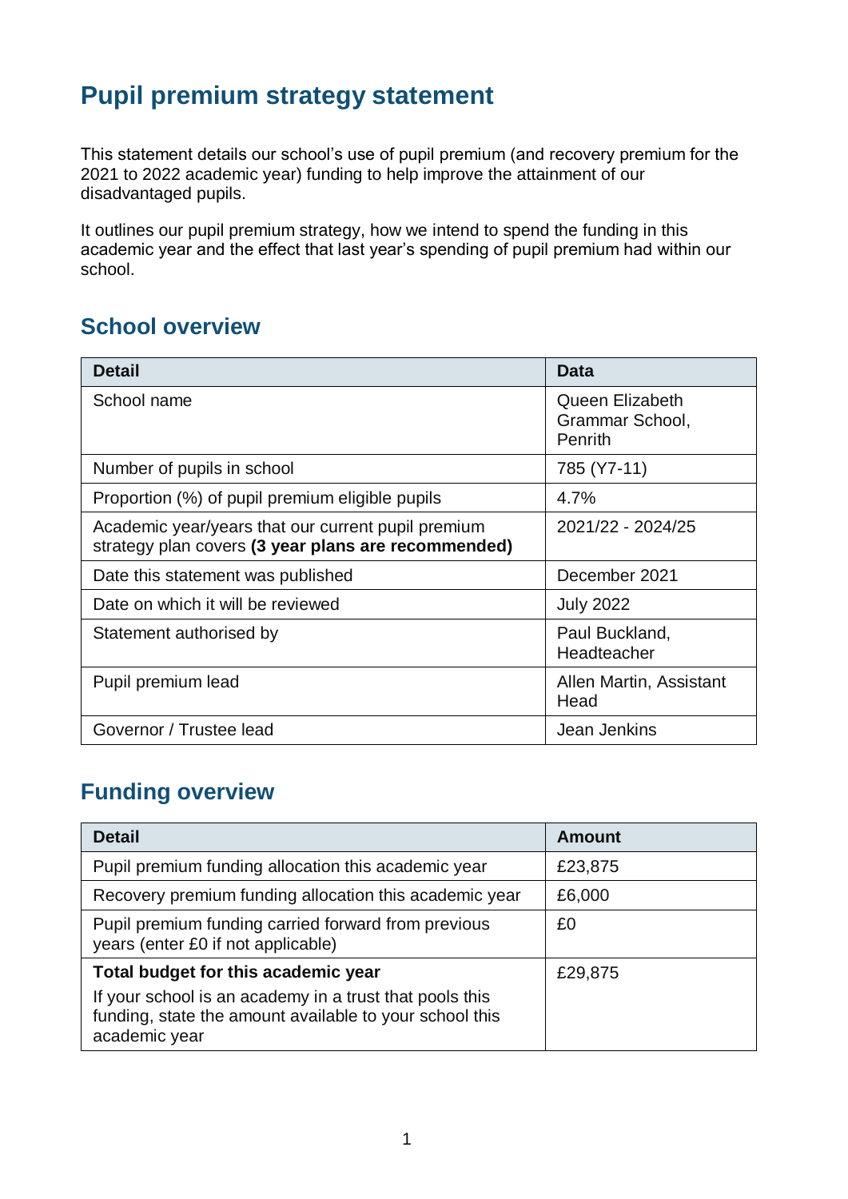# Pupil premium strategy statement

This statement details our school's use of pupil premium (and recovery premium for the 2021 to 2022 academic year) funding to help improve the attainment of our disadvantaged pupils.

It outlines our pupil premium strategy, how we intend to spend the funding in this academic year and the effect that last year's spending of pupil premium had within our school.

## School overview

| Detail | Data |
|---|---|
| School name | Queen Elizabeth Grammar School, Penrith |
| Number of pupils in school | 785 (Y7-11) |
| Proportion (%) of pupil premium eligible pupils | 4.7% |
| Academic year/years that our current pupil premium strategy plan covers **(3 year plans are recommended)** | 2021/22 - 2024/25 |
| Date this statement was published | December 2021 |
| Date on which it will be reviewed | July 2022 |
| Statement authorised by | Paul Buckland, Headteacher |
| Pupil premium lead | Allen Martin, Assistant Head |
| Governor / Trustee lead | Jean Jenkins |

## Funding overview

| Detail | Amount |
|---|---|
| Pupil premium funding allocation this academic year | £23,875 |
| Recovery premium funding allocation this academic year | £6,000 |
| Pupil premium funding carried forward from previous years (enter £0 if not applicable) | £0 |
| **Total budget for this academic year**<br>If your school is an academy in a trust that pools this funding, state the amount available to your school this academic year | £29,875 |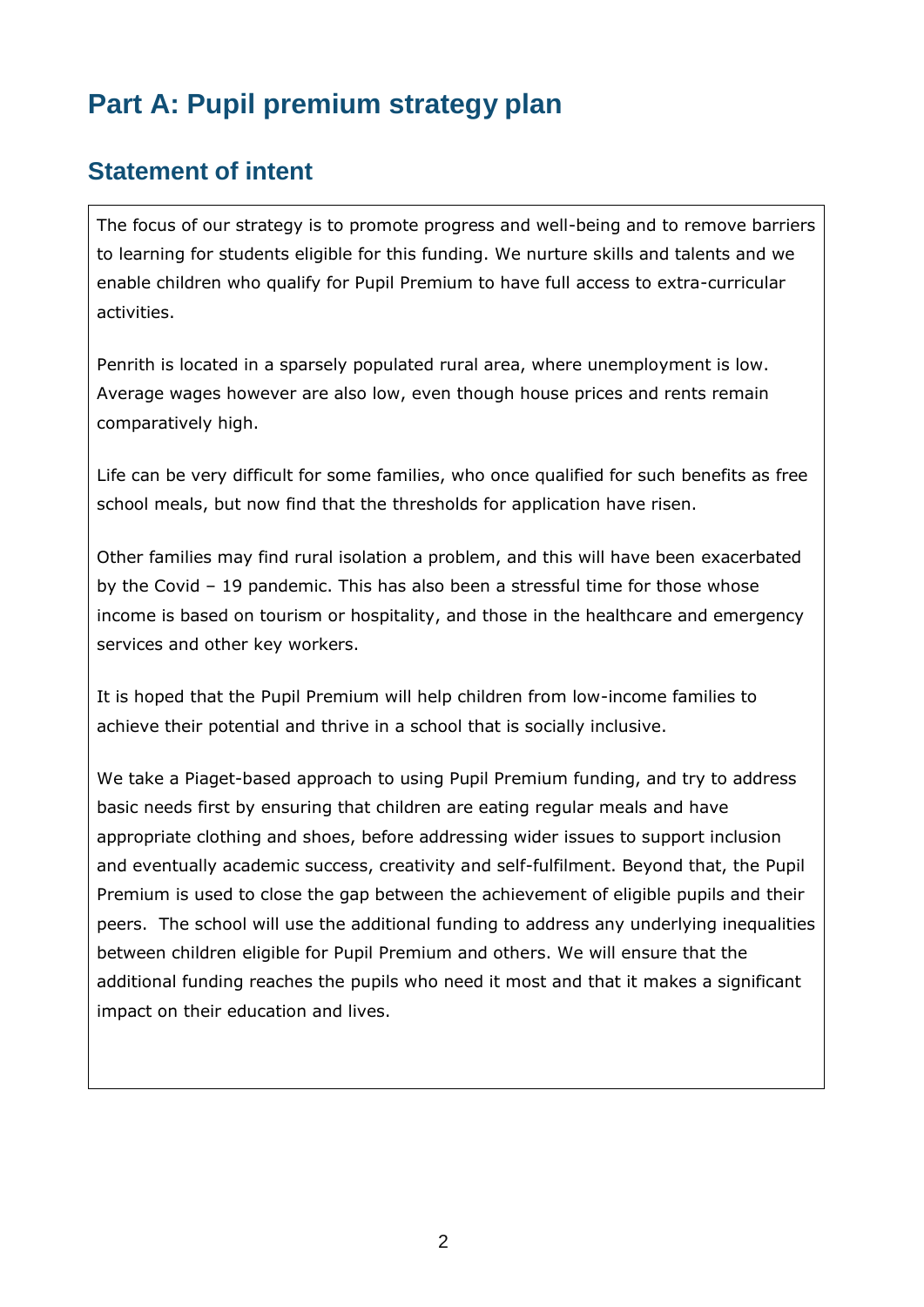# Part A: Pupil premium strategy plan

## Statement of intent

The focus of our strategy is to promote progress and well-being and to remove barriers to learning for students eligible for this funding. We nurture skills and talents and we enable children who qualify for Pupil Premium to have full access to extra-curricular activities.

Penrith is located in a sparsely populated rural area, where unemployment is low. Average wages however are also low, even though house prices and rents remain comparatively high.

Life can be very difficult for some families, who once qualified for such benefits as free school meals, but now find that the thresholds for application have risen.

Other families may find rural isolation a problem, and this will have been exacerbated by the Covid – 19 pandemic. This has also been a stressful time for those whose income is based on tourism or hospitality, and those in the healthcare and emergency services and other key workers.

It is hoped that the Pupil Premium will help children from low-income families to achieve their potential and thrive in a school that is socially inclusive.

We take a Piaget-based approach to using Pupil Premium funding, and try to address basic needs first by ensuring that children are eating regular meals and have appropriate clothing and shoes, before addressing wider issues to support inclusion and eventually academic success, creativity and self-fulfilment. Beyond that, the Pupil Premium is used to close the gap between the achievement of eligible pupils and their peers. The school will use the additional funding to address any underlying inequalities between children eligible for Pupil Premium and others. We will ensure that the additional funding reaches the pupils who need it most and that it makes a significant impact on their education and lives.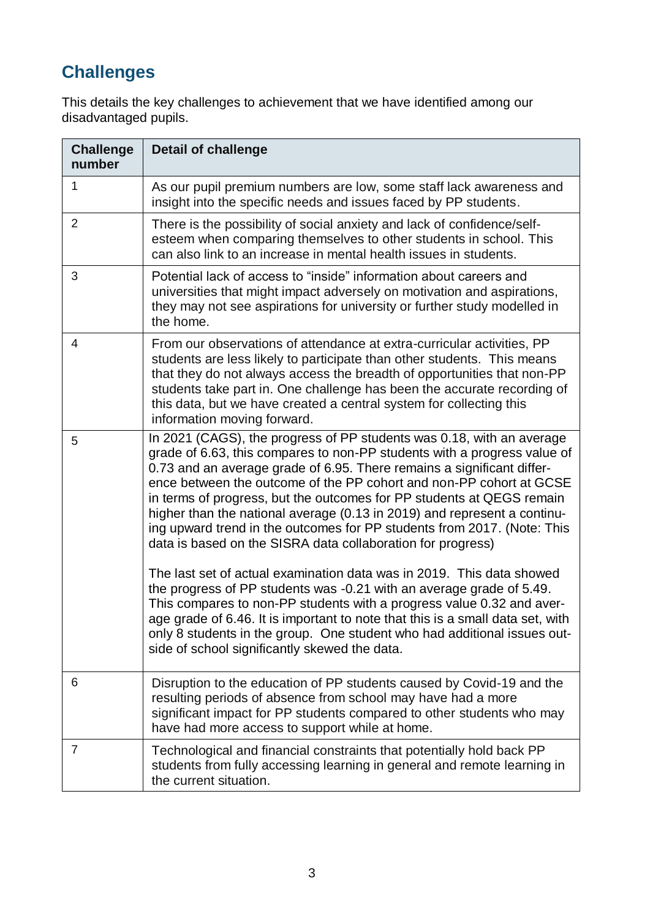## Challenges

This details the key challenges to achievement that we have identified among our disadvantaged pupils.

| Challenge number | Detail of challenge |
| --- | --- |
| 1 | As our pupil premium numbers are low, some staff lack awareness and insight into the specific needs and issues faced by PP students. |
| 2 | There is the possibility of social anxiety and lack of confidence/self-esteem when comparing themselves to other students in school. This can also link to an increase in mental health issues in students. |
| 3 | Potential lack of access to “inside” information about careers and universities that might impact adversely on motivation and aspirations, they may not see aspirations for university or further study modelled in the home. |
| 4 | From our observations of attendance at extra-curricular activities, PP students are less likely to participate than other students. This means that they do not always access the breadth of opportunities that non-PP students take part in. One challenge has been the accurate recording of this data, but we have created a central system for collecting this information moving forward. |
| 5 | In 2021 (CAGS), the progress of PP students was 0.18, with an average grade of 6.63, this compares to non-PP students with a progress value of 0.73 and an average grade of 6.95. There remains a significant difference between the outcome of the PP cohort and non-PP cohort at GCSE in terms of progress, but the outcomes for PP students at QEGS remain higher than the national average (0.13 in 2019) and represent a continuing upward trend in the outcomes for PP students from 2017. (Note: This data is based on the SISRA data collaboration for progress)<br><br>The last set of actual examination data was in 2019. This data showed the progress of PP students was -0.21 with an average grade of 5.49. This compares to non-PP students with a progress value 0.32 and average grade of 6.46. It is important to note that this is a small data set, with only 8 students in the group. One student who had additional issues outside of school significantly skewed the data. |
| 6 | Disruption to the education of PP students caused by Covid-19 and the resulting periods of absence from school may have had a more significant impact for PP students compared to other students who may have had more access to support while at home. |
| 7 | Technological and financial constraints that potentially hold back PP students from fully accessing learning in general and remote learning in the current situation. |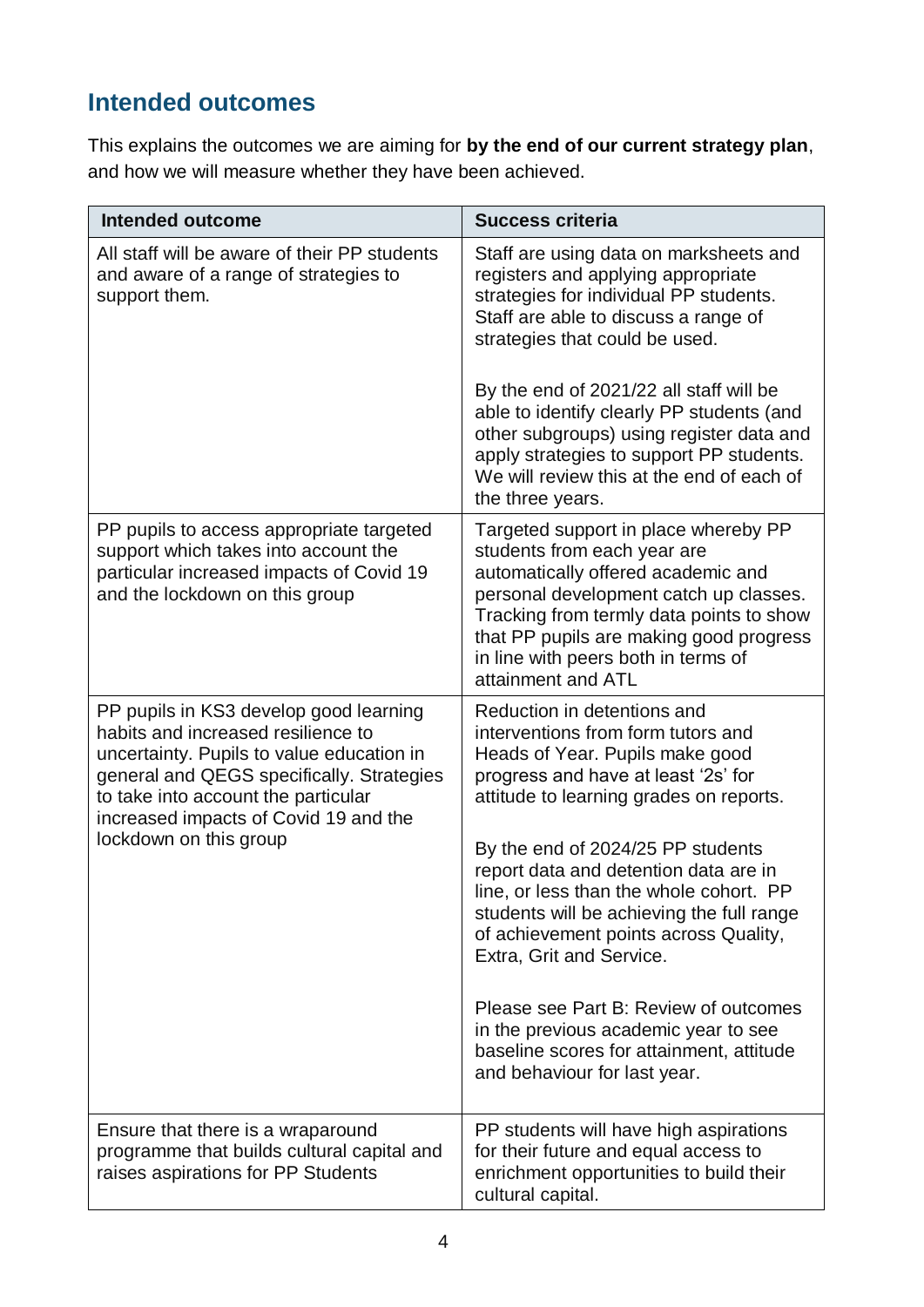## Intended outcomes

This explains the outcomes we are aiming for **by the end of our current strategy plan**, and how we will measure whether they have been achieved.

| Intended outcome | Success criteria |
| --- | --- |
| All staff will be aware of their PP students and aware of a range of strategies to support them. | Staff are using data on marksheets and registers and applying appropriate strategies for individual PP students. Staff are able to discuss a range of strategies that could be used.<br><br>By the end of 2021/22 all staff will be able to identify clearly PP students (and other subgroups) using register data and apply strategies to support PP students. We will review this at the end of each of the three years. |
| PP pupils to access appropriate targeted support which takes into account the particular increased impacts of Covid 19 and the lockdown on this group | Targeted support in place whereby PP students from each year are automatically offered academic and personal development catch up classes. Tracking from termly data points to show that PP pupils are making good progress in line with peers both in terms of attainment and ATL |
| PP pupils in KS3 develop good learning habits and increased resilience to uncertainty. Pupils to value education in general and QEGS specifically. Strategies to take into account the particular increased impacts of Covid 19 and the lockdown on this group | Reduction in detentions and interventions from form tutors and Heads of Year. Pupils make good progress and have at least '2s' for attitude to learning grades on reports.<br><br>By the end of 2024/25 PP students report data and detention data are in line, or less than the whole cohort. PP students will be achieving the full range of achievement points across Quality, Extra, Grit and Service.<br><br>Please see Part B: Review of outcomes in the previous academic year to see baseline scores for attainment, attitude and behaviour for last year. |
| Ensure that there is a wraparound programme that builds cultural capital and raises aspirations for PP Students | PP students will have high aspirations for their future and equal access to enrichment opportunities to build their cultural capital. |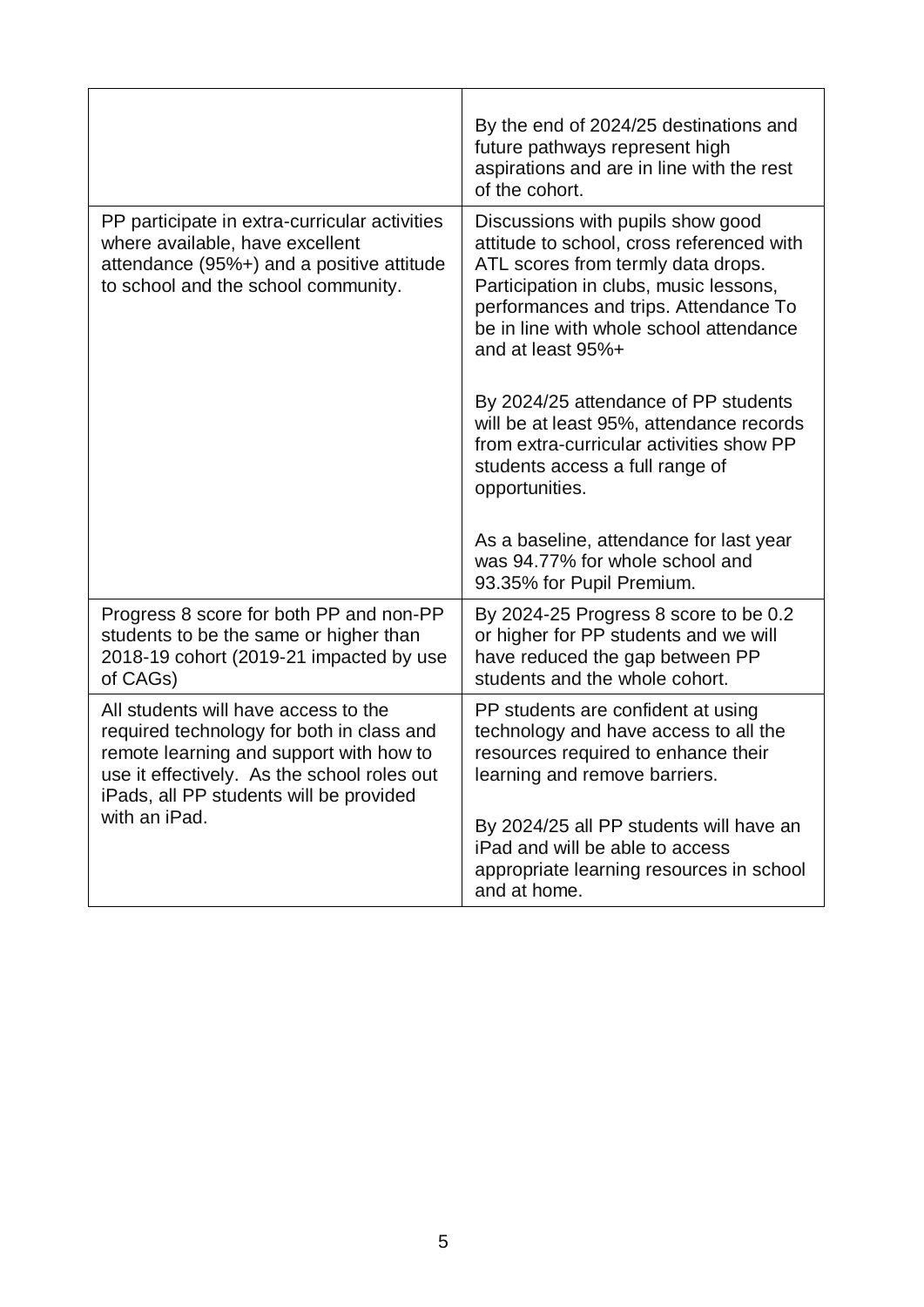| | |
|---|---|
| | By the end of 2024/25 destinations and future pathways represent high aspirations and are in line with the rest of the cohort. |
| PP participate in extra-curricular activities where available, have excellent attendance (95%+) and a positive attitude to school and the school community. | Discussions with pupils show good attitude to school, cross referenced with ATL scores from termly data drops. Participation in clubs, music lessons, performances and trips. Attendance To be in line with whole school attendance and at least 95%+<br><br>By 2024/25 attendance of PP students will be at least 95%, attendance records from extra-curricular activities show PP students access a full range of opportunities.<br><br>As a baseline, attendance for last year was 94.77% for whole school and 93.35% for Pupil Premium. |
| Progress 8 score for both PP and non-PP students to be the same or higher than 2018-19 cohort (2019-21 impacted by use of CAGs) | By 2024-25 Progress 8 score to be 0.2 or higher for PP students and we will have reduced the gap between PP students and the whole cohort. |
| All students will have access to the required technology for both in class and remote learning and support with how to use it effectively. As the school roles out iPads, all PP students will be provided with an iPad. | PP students are confident at using technology and have access to all the resources required to enhance their learning and remove barriers.<br><br>By 2024/25 all PP students will have an iPad and will be able to access appropriate learning resources in school and at home. |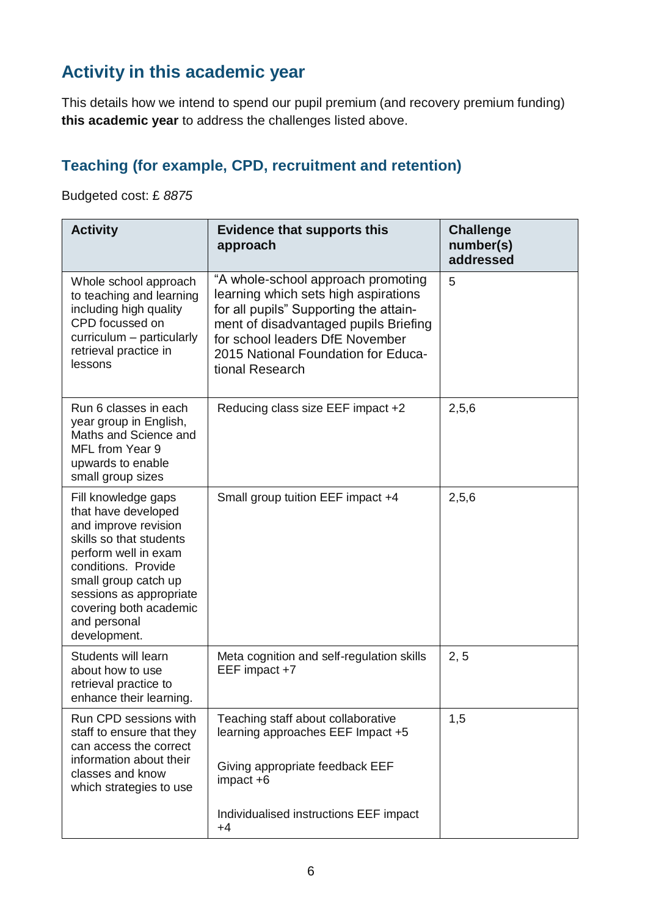## Activity in this academic year

This details how we intend to spend our pupil premium (and recovery premium funding) **this academic year** to address the challenges listed above.

### Teaching (for example, CPD, recruitment and retention)

Budgeted cost: £ *8875*

| Activity | Evidence that supports this approach | Challenge number(s) addressed |
|---|---|---|
| Whole school approach to teaching and learning including high quality CPD focussed on curriculum – particularly retrieval practice in lessons | "A whole-school approach promoting learning which sets high aspirations for all pupils" Supporting the attainment of disadvantaged pupils Briefing for school leaders DfE November 2015 National Foundation for Educational Research | 5 |
| Run 6 classes in each year group in English, Maths and Science and MFL from Year 9 upwards to enable small group sizes | Reducing class size EEF impact +2 | 2,5,6 |
| Fill knowledge gaps that have developed and improve revision skills so that students perform well in exam conditions. Provide small group catch up sessions as appropriate covering both academic and personal development. | Small group tuition EEF impact +4 | 2,5,6 |
| Students will learn about how to use retrieval practice to enhance their learning. | Meta cognition and self-regulation skills EEF impact +7 | 2, 5 |
| Run CPD sessions with staff to ensure that they can access the correct information about their classes and know which strategies to use | Teaching staff about collaborative learning approaches EEF Impact +5<br><br>Giving appropriate feedback EEF impact +6<br><br>Individualised instructions EEF impact +4 | 1,5 |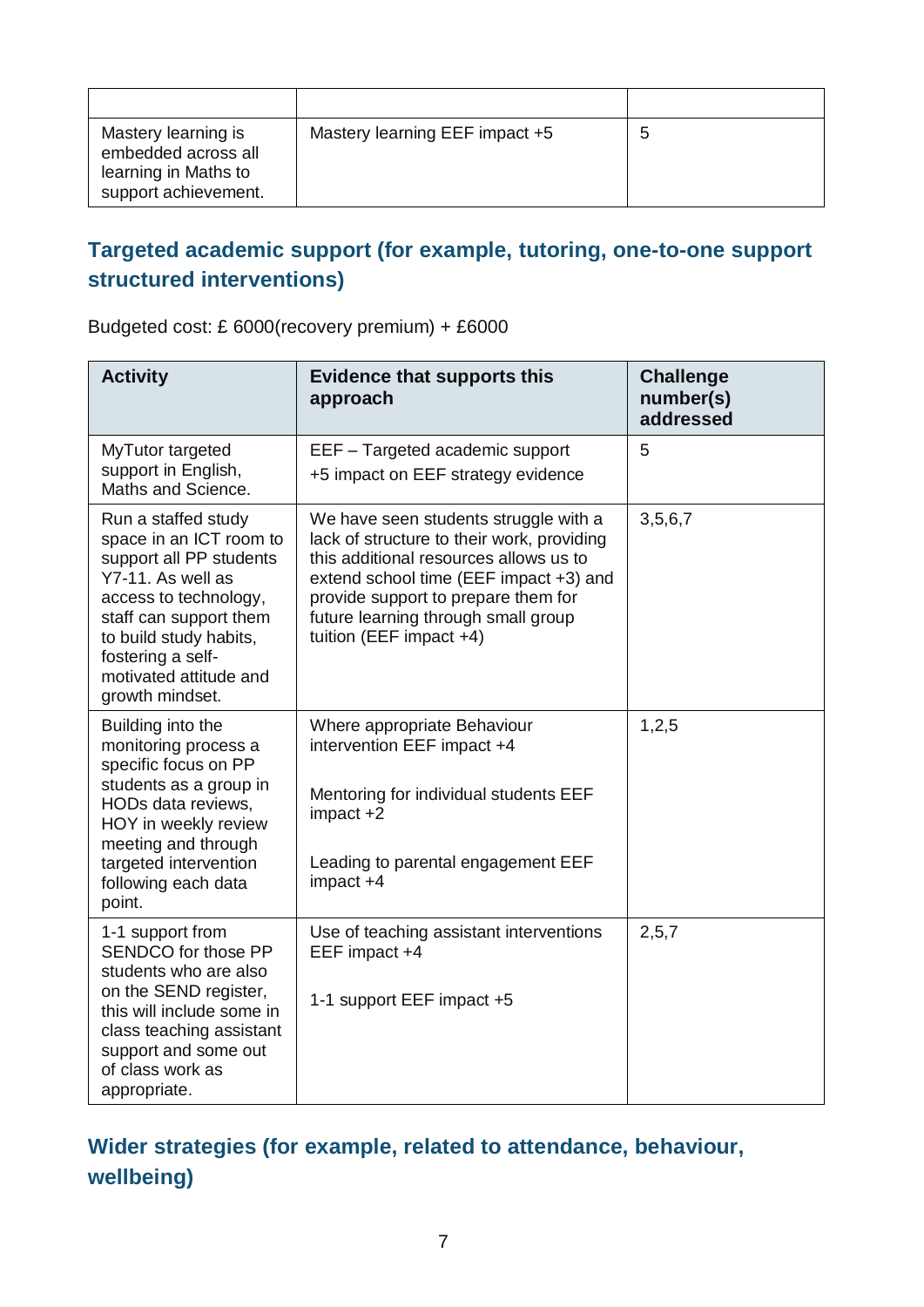| | | |
|---|---|---|
| Mastery learning is embedded across all learning in Maths to support achievement. | Mastery learning EEF impact +5 | 5 |

## Targeted academic support (for example, tutoring, one-to-one support structured interventions)

Budgeted cost: £ 6000(recovery premium) + £6000

| Activity | Evidence that supports this approach | Challenge number(s) addressed |
|---|---|---|
| MyTutor targeted support in English, Maths and Science. | EEF – Targeted academic support<br>+5 impact on EEF strategy evidence | 5 |
| Run a staffed study space in an ICT room to support all PP students Y7-11. As well as access to technology, staff can support them to build study habits, fostering a self-motivated attitude and growth mindset. | We have seen students struggle with a lack of structure to their work, providing this additional resources allows us to extend school time (EEF impact +3) and provide support to prepare them for future learning through small group tuition (EEF impact +4) | 3,5,6,7 |
| Building into the monitoring process a specific focus on PP students as a group in HODs data reviews, HOY in weekly review meeting and through targeted intervention following each data point. | Where appropriate Behaviour intervention EEF impact +4<br><br>Mentoring for individual students EEF impact +2<br><br>Leading to parental engagement EEF impact +4 | 1,2,5 |
| 1-1 support from SENDCO for those PP students who are also on the SEND register, this will include some in class teaching assistant support and some out of class work as appropriate. | Use of teaching assistant interventions EEF impact +4<br><br>1-1 support EEF impact +5 | 2,5,7 |

## Wider strategies (for example, related to attendance, behaviour, wellbeing)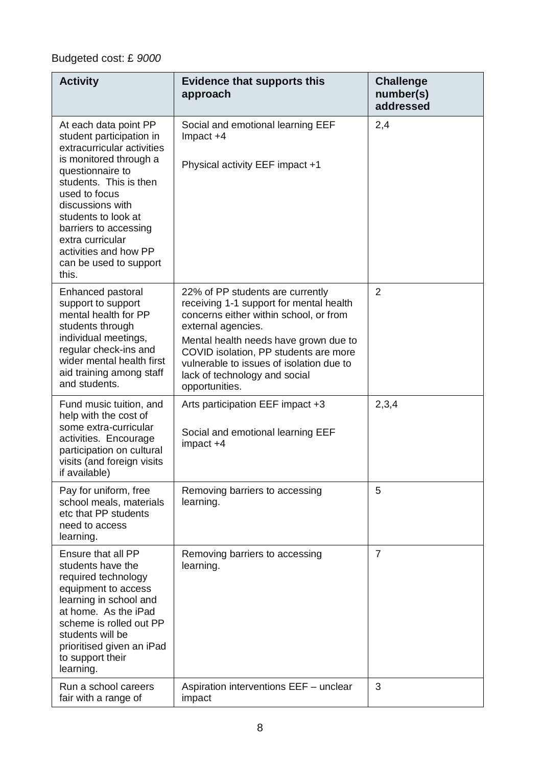Budgeted cost: £ *9000*

| Activity | Evidence that supports this approach | Challenge number(s) addressed |
| --- | --- | --- |
| At each data point PP student participation in extracurricular activities is monitored through a questionnaire to students. This is then used to focus discussions with students to look at barriers to accessing extra curricular activities and how PP can be used to support this. | Social and emotional learning EEF Impact +4<br><br>Physical activity EEF impact +1 | 2,4 |
| Enhanced pastoral support to support mental health for PP students through individual meetings, regular check-ins and wider mental health first aid training among staff and students. | 22% of PP students are currently receiving 1-1 support for mental health concerns either within school, or from external agencies.<br>Mental health needs have grown due to COVID isolation, PP students are more vulnerable to issues of isolation due to lack of technology and social opportunities. | 2 |
| Fund music tuition, and help with the cost of some extra-curricular activities. Encourage participation on cultural visits (and foreign visits if available) | Arts participation EEF impact +3<br><br>Social and emotional learning EEF impact +4 | 2,3,4 |
| Pay for uniform, free school meals, materials etc that PP students need to access learning. | Removing barriers to accessing learning. | 5 |
| Ensure that all PP students have the required technology equipment to access learning in school and at home. As the iPad scheme is rolled out PP students will be prioritised given an iPad to support their learning. | Removing barriers to accessing learning. | 7 |
| Run a school careers fair with a range of | Aspiration interventions EEF – unclear impact | 3 |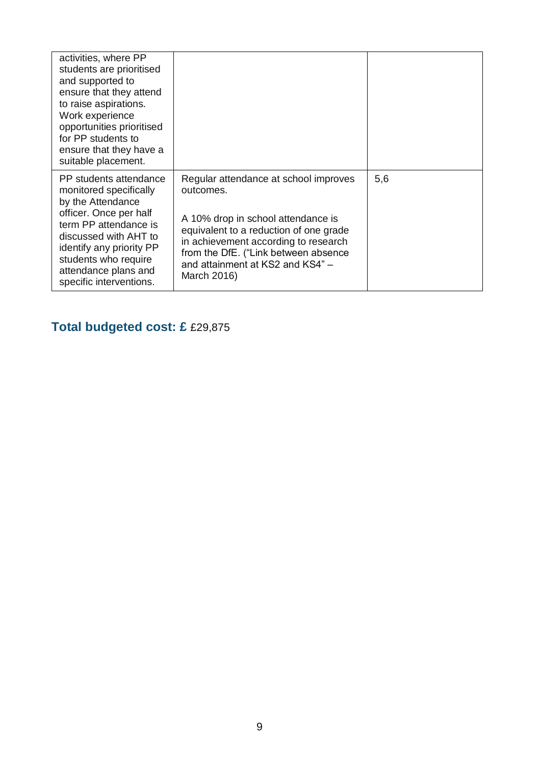| | | |
|---|---|---|
| activities, where PP students are prioritised and supported to ensure that they attend to raise aspirations. Work experience opportunities prioritised for PP students to ensure that they have a suitable placement. | | |
| PP students attendance monitored specifically by the Attendance officer. Once per half term PP attendance is discussed with AHT to identify any priority PP students who require attendance plans and specific interventions. | Regular attendance at school improves outcomes.<br><br>A 10% drop in school attendance is equivalent to a reduction of one grade in achievement according to research from the DfE. ("Link between absence and attainment at KS2 and KS4" – March 2016) | 5,6 |

## Total budgeted cost: £ £29,875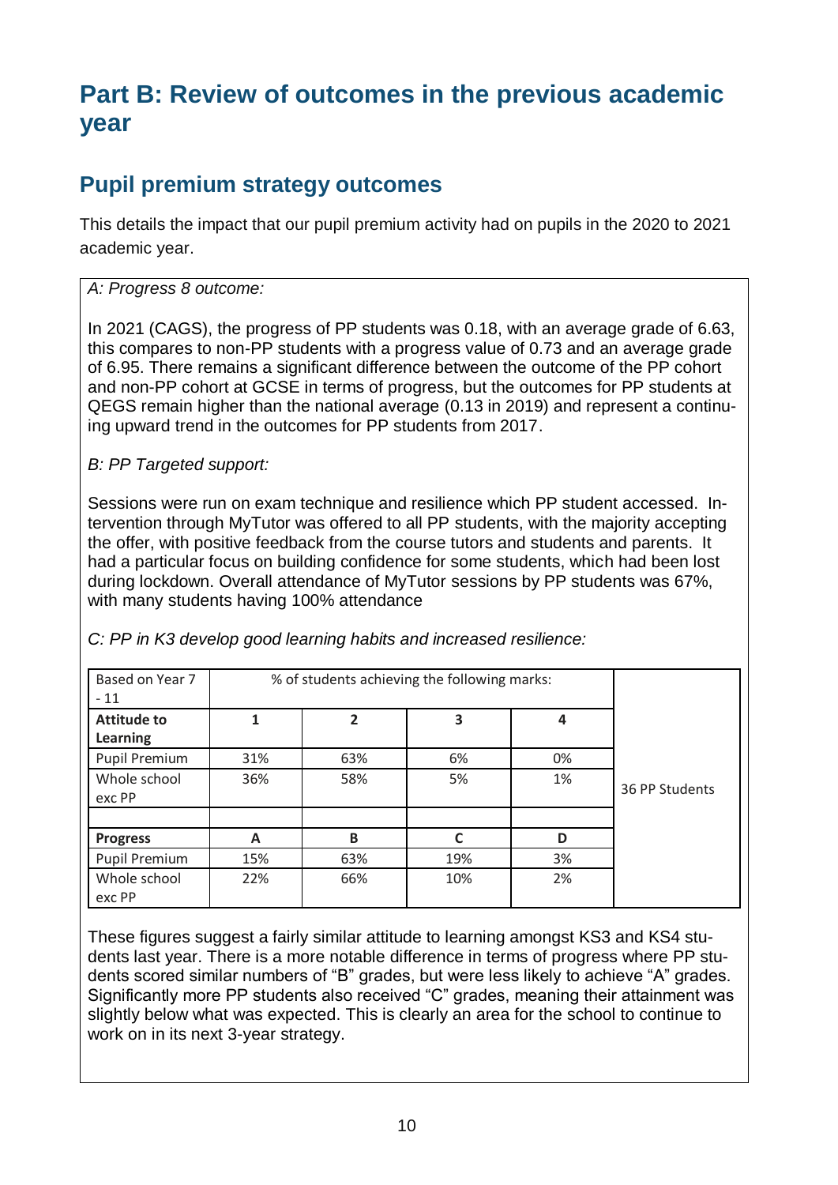# Part B: Review of outcomes in the previous academic year

## Pupil premium strategy outcomes

This details the impact that our pupil premium activity had on pupils in the 2020 to 2021 academic year.

*A: Progress 8 outcome:*

In 2021 (CAGS), the progress of PP students was 0.18, with an average grade of 6.63, this compares to non-PP students with a progress value of 0.73 and an average grade of 6.95. There remains a significant difference between the outcome of the PP cohort and non-PP cohort at GCSE in terms of progress, but the outcomes for PP students at QEGS remain higher than the national average (0.13 in 2019) and represent a continuing upward trend in the outcomes for PP students from 2017.

*B: PP Targeted support:*

Sessions were run on exam technique and resilience which PP student accessed. Intervention through MyTutor was offered to all PP students, with the majority accepting the offer, with positive feedback from the course tutors and students and parents. It had a particular focus on building confidence for some students, which had been lost during lockdown. Overall attendance of MyTutor sessions by PP students was 67%, with many students having 100% attendance

*C: PP in K3 develop good learning habits and increased resilience:*

| Based on Year 7 - 11 | % of students achieving the following marks: | | | | |
|---|---|---|---|---|---|
| **Attitude to Learning** | **1** | **2** | **3** | **4** | |
| Pupil Premium | 31% | 63% | 6% | 0% | |
| Whole school exc PP | 36% | 58% | 5% | 1% | 36 PP Students |
| | | | | | |
| **Progress** | **A** | **B** | **C** | **D** | |
| Pupil Premium | 15% | 63% | 19% | 3% | |
| Whole school exc PP | 22% | 66% | 10% | 2% | |

These figures suggest a fairly similar attitude to learning amongst KS3 and KS4 students last year. There is a more notable difference in terms of progress where PP students scored similar numbers of "B" grades, but were less likely to achieve "A" grades. Significantly more PP students also received "C" grades, meaning their attainment was slightly below what was expected. This is clearly an area for the school to continue to work on in its next 3-year strategy.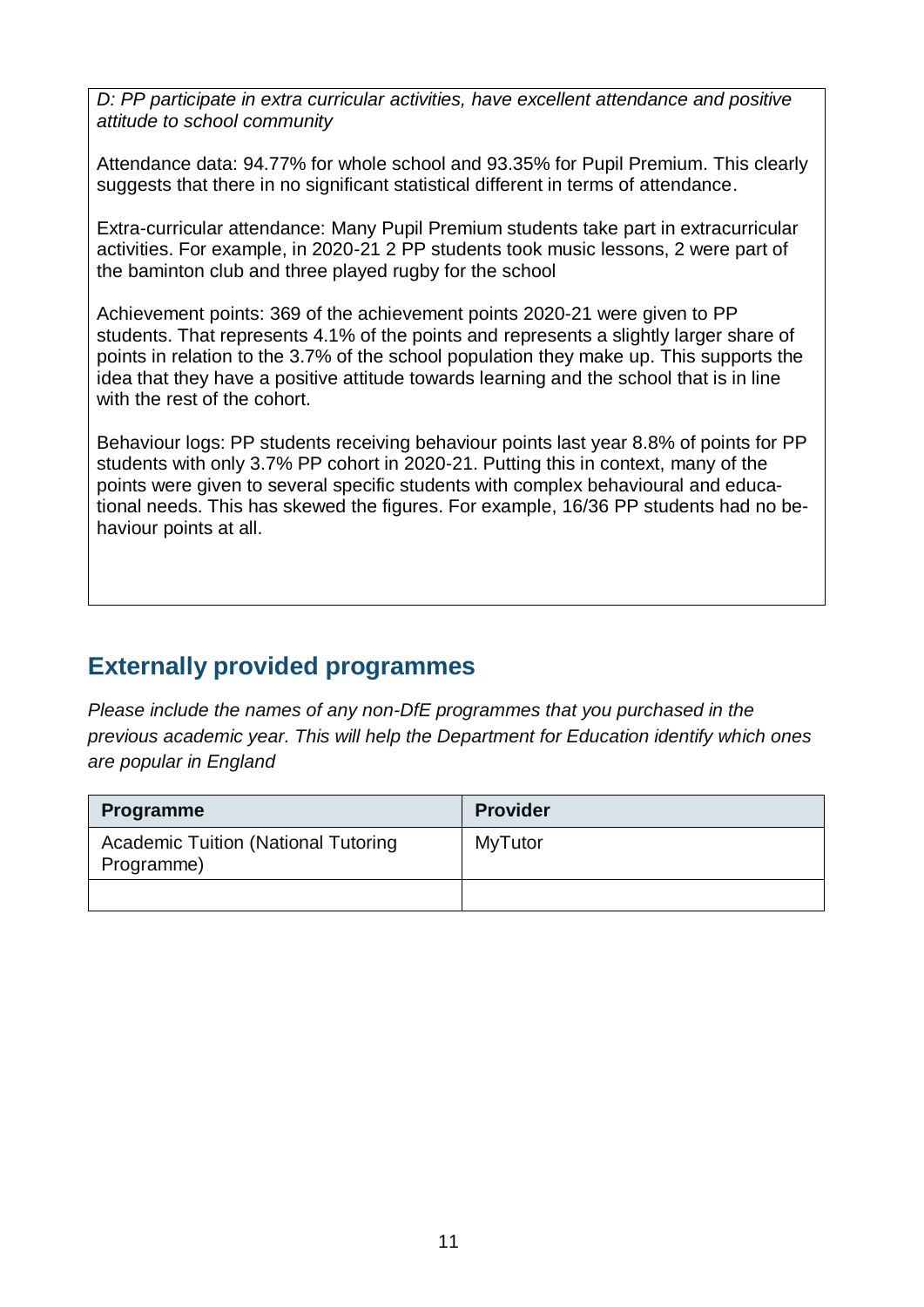*D: PP participate in extra curricular activities, have excellent attendance and positive attitude to school community*

Attendance data: 94.77% for whole school and 93.35% for Pupil Premium. This clearly suggests that there in no significant statistical different in terms of attendance.

Extra-curricular attendance: Many Pupil Premium students take part in extracurricular activities. For example, in 2020-21 2 PP students took music lessons, 2 were part of the baminton club and three played rugby for the school

Achievement points: 369 of the achievement points 2020-21 were given to PP students. That represents 4.1% of the points and represents a slightly larger share of points in relation to the 3.7% of the school population they make up. This supports the idea that they have a positive attitude towards learning and the school that is in line with the rest of the cohort.

Behaviour logs: PP students receiving behaviour points last year 8.8% of points for PP students with only 3.7% PP cohort in 2020-21. Putting this in context, many of the points were given to several specific students with complex behavioural and educational needs. This has skewed the figures. For example, 16/36 PP students had no behaviour points at all.

## Externally provided programmes

*Please include the names of any non-DfE programmes that you purchased in the previous academic year. This will help the Department for Education identify which ones are popular in England*

| Programme | Provider |
|---|---|
| Academic Tuition (National Tutoring Programme) | MyTutor |
| | |